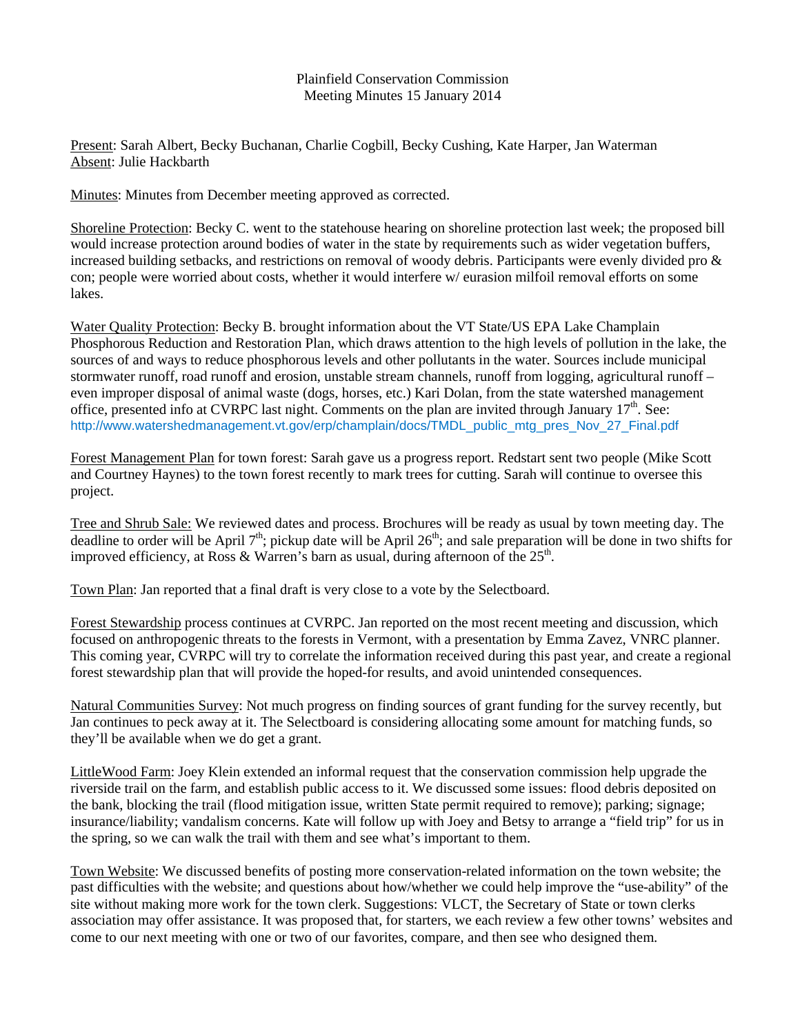Plainfield Conservation Commission
Meeting Minutes 15 January 2014

Present: Sarah Albert, Becky Buchanan, Charlie Cogbill, Becky Cushing, Kate Harper, Jan Waterman
Absent: Julie Hackbarth

Minutes: Minutes from December meeting approved as corrected.

Shoreline Protection: Becky C. went to the statehouse hearing on shoreline protection last week; the proposed bill would increase protection around bodies of water in the state by requirements such as wider vegetation buffers, increased building setbacks, and restrictions on removal of woody debris. Participants were evenly divided pro & con; people were worried about costs, whether it would interfere w/ eurasion milfoil removal efforts on some lakes.

Water Quality Protection: Becky B. brought information about the VT State/US EPA Lake Champlain Phosphorous Reduction and Restoration Plan, which draws attention to the high levels of pollution in the lake, the sources of and ways to reduce phosphorous levels and other pollutants in the water. Sources include municipal stormwater runoff, road runoff and erosion, unstable stream channels, runoff from logging, agricultural runoff – even improper disposal of animal waste (dogs, horses, etc.) Kari Dolan, from the state watershed management office, presented info at CVRPC last night. Comments on the plan are invited through January 17th. See: http://www.watershedmanagement.vt.gov/erp/champlain/docs/TMDL_public_mtg_pres_Nov_27_Final.pdf

Forest Management Plan for town forest: Sarah gave us a progress report. Redstart sent two people (Mike Scott and Courtney Haynes) to the town forest recently to mark trees for cutting. Sarah will continue to oversee this project.

Tree and Shrub Sale: We reviewed dates and process. Brochures will be ready as usual by town meeting day. The deadline to order will be April 7th; pickup date will be April 26th; and sale preparation will be done in two shifts for improved efficiency, at Ross & Warren's barn as usual, during afternoon of the 25th.

Town Plan: Jan reported that a final draft is very close to a vote by the Selectboard.

Forest Stewardship process continues at CVRPC. Jan reported on the most recent meeting and discussion, which focused on anthropogenic threats to the forests in Vermont, with a presentation by Emma Zavez, VNRC planner. This coming year, CVRPC will try to correlate the information received during this past year, and create a regional forest stewardship plan that will provide the hoped-for results, and avoid unintended consequences.

Natural Communities Survey: Not much progress on finding sources of grant funding for the survey recently, but Jan continues to peck away at it. The Selectboard is considering allocating some amount for matching funds, so they'll be available when we do get a grant.

LittleWood Farm: Joey Klein extended an informal request that the conservation commission help upgrade the riverside trail on the farm, and establish public access to it. We discussed some issues: flood debris deposited on the bank, blocking the trail (flood mitigation issue, written State permit required to remove); parking; signage; insurance/liability; vandalism concerns. Kate will follow up with Joey and Betsy to arrange a "field trip" for us in the spring, so we can walk the trail with them and see what's important to them.

Town Website: We discussed benefits of posting more conservation-related information on the town website; the past difficulties with the website; and questions about how/whether we could help improve the "use-ability" of the site without making more work for the town clerk. Suggestions: VLCT, the Secretary of State or town clerks association may offer assistance. It was proposed that, for starters, we each review a few other towns' websites and come to our next meeting with one or two of our favorites, compare, and then see who designed them.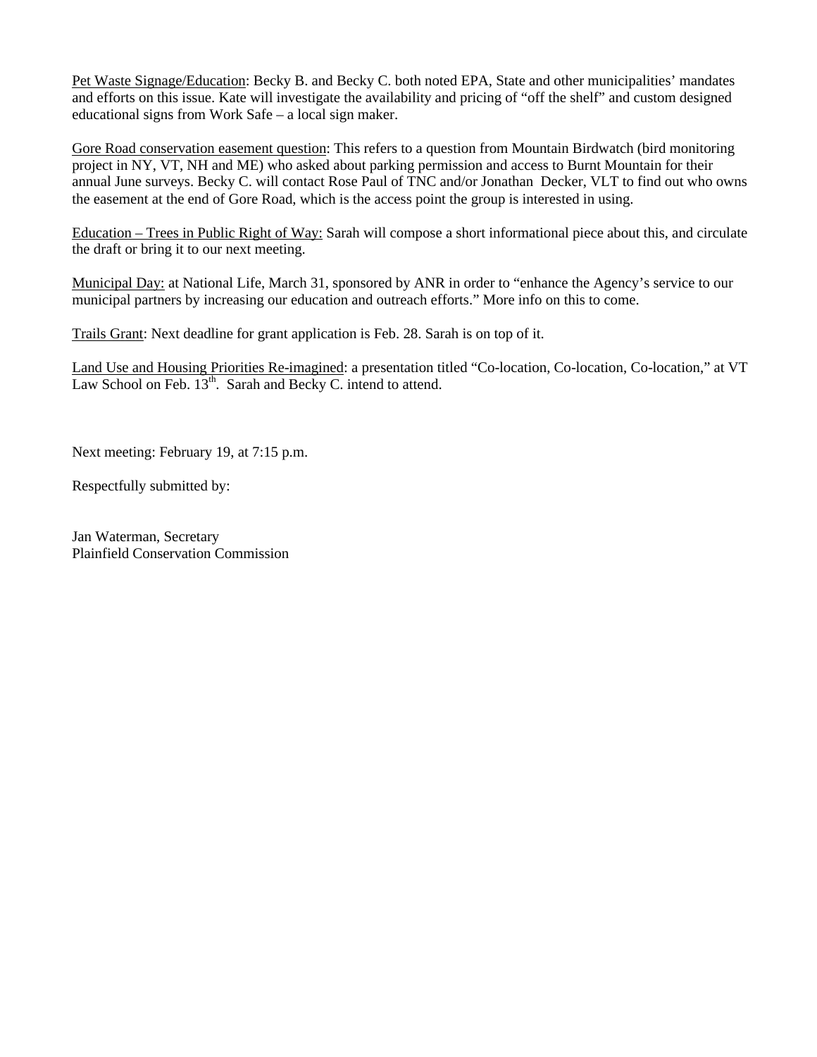Pet Waste Signage/Education: Becky B. and Becky C. both noted EPA, State and other municipalities' mandates and efforts on this issue. Kate will investigate the availability and pricing of "off the shelf" and custom designed educational signs from Work Safe – a local sign maker.

Gore Road conservation easement question: This refers to a question from Mountain Birdwatch (bird monitoring project in NY, VT, NH and ME) who asked about parking permission and access to Burnt Mountain for their annual June surveys. Becky C. will contact Rose Paul of TNC and/or Jonathan Decker, VLT to find out who owns the easement at the end of Gore Road, which is the access point the group is interested in using.

Education – Trees in Public Right of Way: Sarah will compose a short informational piece about this, and circulate the draft or bring it to our next meeting.

Municipal Day: at National Life, March 31, sponsored by ANR in order to "enhance the Agency's service to our municipal partners by increasing our education and outreach efforts." More info on this to come.

Trails Grant: Next deadline for grant application is Feb. 28. Sarah is on top of it.

Land Use and Housing Priorities Re-imagined: a presentation titled "Co-location, Co-location, Co-location," at VT Law School on Feb. 13th. Sarah and Becky C. intend to attend.

Next meeting: February 19, at 7:15 p.m.

Respectfully submitted by:

Jan Waterman, Secretary
Plainfield Conservation Commission